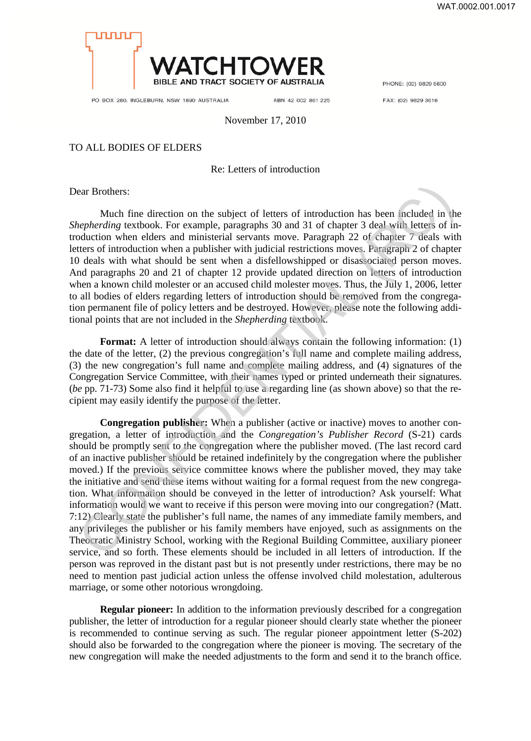WAT.0002.001.0017

**WATCHTOWER**
BIBLE AND TRACT SOCIETY OF AUSTRALIA

PO BOX 280, INGLEBURN, NSW 1890 AUSTRALIA    ABN 42 002 861 225    PHONE: (02) 9829 5600    FAX: (02) 9829 3616

November 17, 2010

TO ALL BODIES OF ELDERS

Re: Letters of introduction

Dear Brothers:

Much fine direction on the subject of letters of introduction has been included in the *Shepherding* textbook. For example, paragraphs 30 and 31 of chapter 3 deal with letters of introduction when elders and ministerial servants move. Paragraph 22 of chapter 7 deals with letters of introduction when a publisher with judicial restrictions moves. Paragraph 2 of chapter 10 deals with what should be sent when a disfellowshipped or disassociated person moves. And paragraphs 20 and 21 of chapter 12 provide updated direction on letters of introduction when a known child molester or an accused child molester moves. Thus, the July 1, 2006, letter to all bodies of elders regarding letters of introduction should be removed from the congregation permanent file of policy letters and be destroyed. However, please note the following additional points that are not included in the *Shepherding* textbook.

**Format:** A letter of introduction should always contain the following information: (1) the date of the letter, (2) the previous congregation's full name and complete mailing address, (3) the new congregation's full name and complete mailing address, and (4) signatures of the Congregation Service Committee, with their names typed or printed underneath their signatures. (*be* pp. 71-73) Some also find it helpful to use a regarding line (as shown above) so that the recipient may easily identify the purpose of the letter.

**Congregation publisher:** When a publisher (active or inactive) moves to another congregation, a letter of introduction and the *Congregation's Publisher Record* (S-21) cards should be promptly sent to the congregation where the publisher moved. (The last record card of an inactive publisher should be retained indefinitely by the congregation where the publisher moved.) If the previous service committee knows where the publisher moved, they may take the initiative and send these items without waiting for a formal request from the new congregation. What information should be conveyed in the letter of introduction? Ask yourself: What information would we want to receive if this person were moving into our congregation? (Matt. 7:12) Clearly state the publisher's full name, the names of any immediate family members, and any privileges the publisher or his family members have enjoyed, such as assignments on the Theocratic Ministry School, working with the Regional Building Committee, auxiliary pioneer service, and so forth. These elements should be included in all letters of introduction. If the person was reproved in the distant past but is not presently under restrictions, there may be no need to mention past judicial action unless the offense involved child molestation, adulterous marriage, or some other notorious wrongdoing.

**Regular pioneer:** In addition to the information previously described for a congregation publisher, the letter of introduction for a regular pioneer should clearly state whether the pioneer is recommended to continue serving as such. The regular pioneer appointment letter (S-202) should also be forwarded to the congregation where the pioneer is moving. The secretary of the new congregation will make the needed adjustments to the form and send it to the branch office.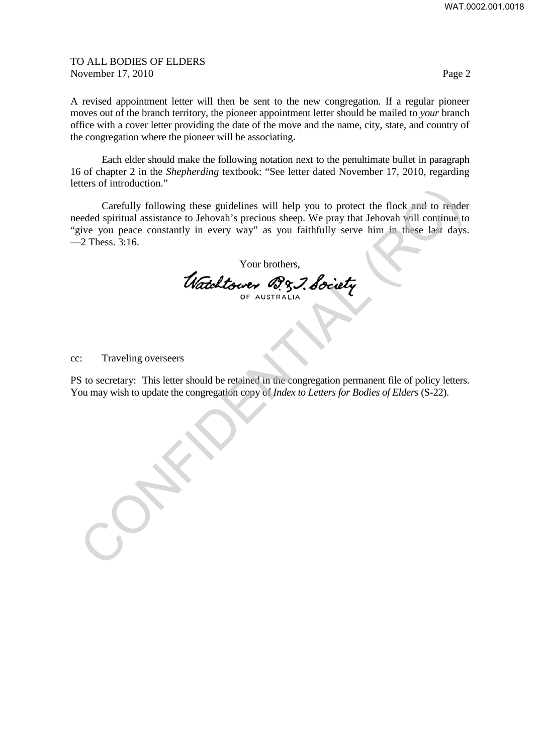A revised appointment letter will then be sent to the new congregation. If a regular pioneer moves out of the branch territory, the pioneer appointment letter should be mailed to *your* branch office with a cover letter providing the date of the move and the name, city, state, and country of the congregation where the pioneer will be associating.

Each elder should make the following notation next to the penultimate bullet in paragraph 16 of chapter 2 in the *Shepherding* textbook: "See letter dated November 17, 2010, regarding letters of introduction."

Carefully following these guidelines will help you to protect the flock and to render needed spiritual assistance to Jehovah's precious sheep. We pray that Jehovah will continue to "give you peace constantly in every way" as you faithfully serve him in these last days. —2 Thess. 3:16.

Your brothers,

Watchtower B. & T. Society
OF AUSTRALIA

cc: Traveling overseers

PS to secretary: This letter should be retained in the congregation permanent file of policy letters. You may wish to update the congregation copy of *Index to Letters for Bodies of Elders* (S-22).